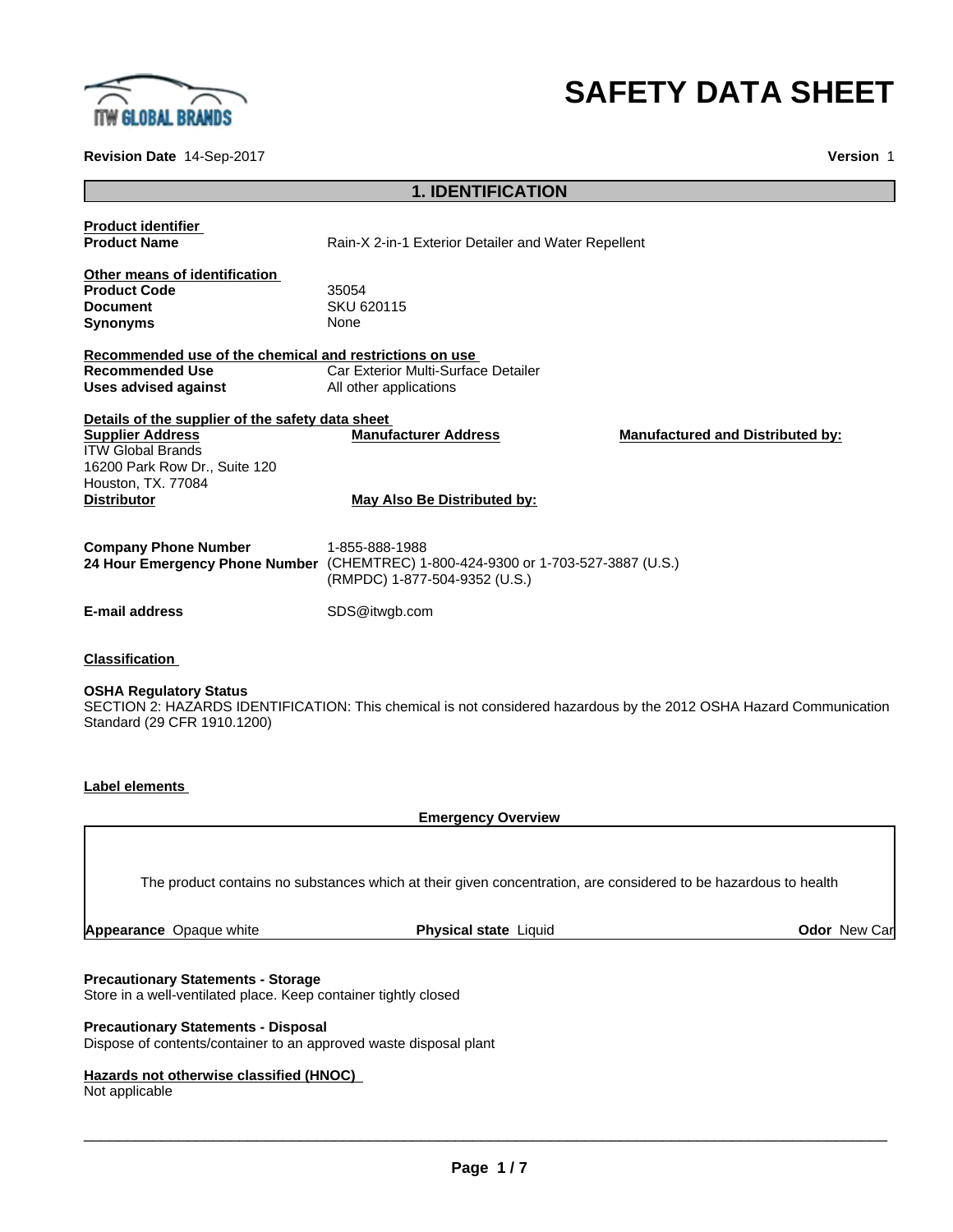# SAFETY DATA SHEET

**Revision Date** 14-Sep-2017 **Version** 1

## 1. IDENTIFICATION

**Product identifier**

| | |
|---|---|
| **Product Name** | Rain-X 2-in-1 Exterior Detailer and Water Repellent |

**Other means of identification**

| | |
|---|---|
| **Product Code** | 35054 |
| **Document** | SKU 620115 |
| **Synonyms** | None |

**Recommended use of the chemical and restrictions on use**

| | |
|---|---|
| **Recommended Use** | Car Exterior Multi-Surface Detailer |
| **Uses advised against** | All other applications |

**Details of the supplier of the safety data sheet**

| **Supplier Address** | **Manufacturer Address** | **Manufactured and Distributed by:** |
|---|---|---|
| ITW Global Brands<br>16200 Park Row Dr., Suite 120<br>Houston, TX. 77084 | | |
| **Distributor** | **May Also Be Distributed by:** | |

| | |
|---|---|
| **Company Phone Number** | 1-855-888-1988 |
| **24 Hour Emergency Phone Number** | (CHEMTREC) 1-800-424-9300 or 1-703-527-3887 (U.S.)<br>(RMPDC) 1-877-504-9352 (U.S.) |
| **E-mail address** | SDS@itwgb.com |

**Classification**

**OSHA Regulatory Status**

SECTION 2: HAZARDS IDENTIFICATION: This chemical is not considered hazardous by the 2012 OSHA Hazard Communication Standard (29 CFR 1910.1200)

**Label elements**

**Emergency Overview**

The product contains no substances which at their given concentration, are considered to be hazardous to health

| **Appearance** Opaque white | **Physical state** Liquid | **Odor** New Car |
|---|---|---|

**Precautionary Statements - Storage**

Store in a well-ventilated place. Keep container tightly closed

**Precautionary Statements - Disposal**

Dispose of contents/container to an approved waste disposal plant

**Hazards not otherwise classified (HNOC)**

Not applicable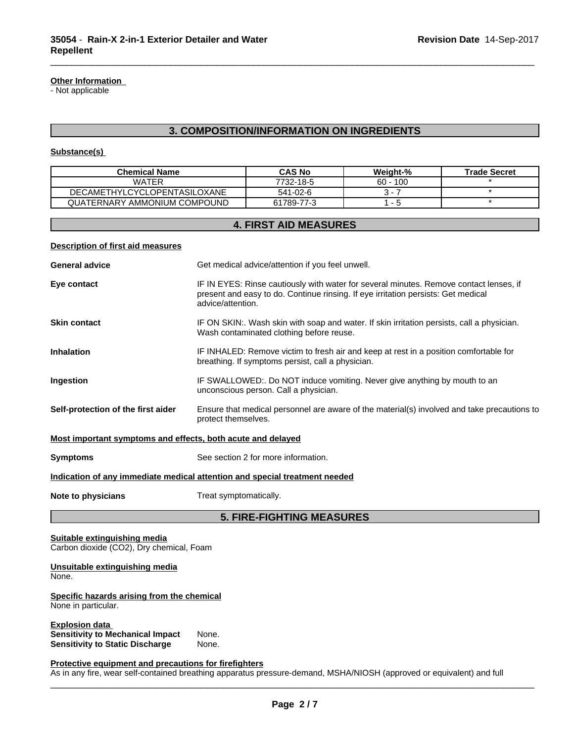**Other Information**
- Not applicable

## 3. COMPOSITION/INFORMATION ON INGREDIENTS

**Substance(s)**

| Chemical Name | CAS No | Weight-% | Trade Secret |
|---|---|---|---|
| WATER | 7732-18-5 | 60 - 100 | * |
| DECAMETHYLCYCLOPENTASILOXANE | 541-02-6 | 3 - 7 | * |
| QUATERNARY AMMONIUM COMPOUND | 61789-77-3 | 1 - 5 | * |

## 4. FIRST AID MEASURES

**Description of first aid measures**

**General advice** Get medical advice/attention if you feel unwell.

**Eye contact** IF IN EYES: Rinse cautiously with water for several minutes. Remove contact lenses, if present and easy to do. Continue rinsing. If eye irritation persists: Get medical advice/attention.

**Skin contact** IF ON SKIN:. Wash skin with soap and water. If skin irritation persists, call a physician. Wash contaminated clothing before reuse.

**Inhalation** IF INHALED: Remove victim to fresh air and keep at rest in a position comfortable for breathing. If symptoms persist, call a physician.

**Ingestion** IF SWALLOWED:. Do NOT induce vomiting. Never give anything by mouth to an unconscious person. Call a physician.

**Self-protection of the first aider** Ensure that medical personnel are aware of the material(s) involved and take precautions to protect themselves.

**Most important symptoms and effects, both acute and delayed**

**Symptoms** See section 2 for more information.

**Indication of any immediate medical attention and special treatment needed**

**Note to physicians** Treat symptomatically.

## 5. FIRE-FIGHTING MEASURES

**Suitable extinguishing media**
Carbon dioxide (CO2), Dry chemical, Foam

**Unsuitable extinguishing media**
None.

**Specific hazards arising from the chemical**
None in particular.

**Explosion data**
**Sensitivity to Mechanical Impact** None.
**Sensitivity to Static Discharge** None.

**Protective equipment and precautions for firefighters**
As in any fire, wear self-contained breathing apparatus pressure-demand, MSHA/NIOSH (approved or equivalent) and full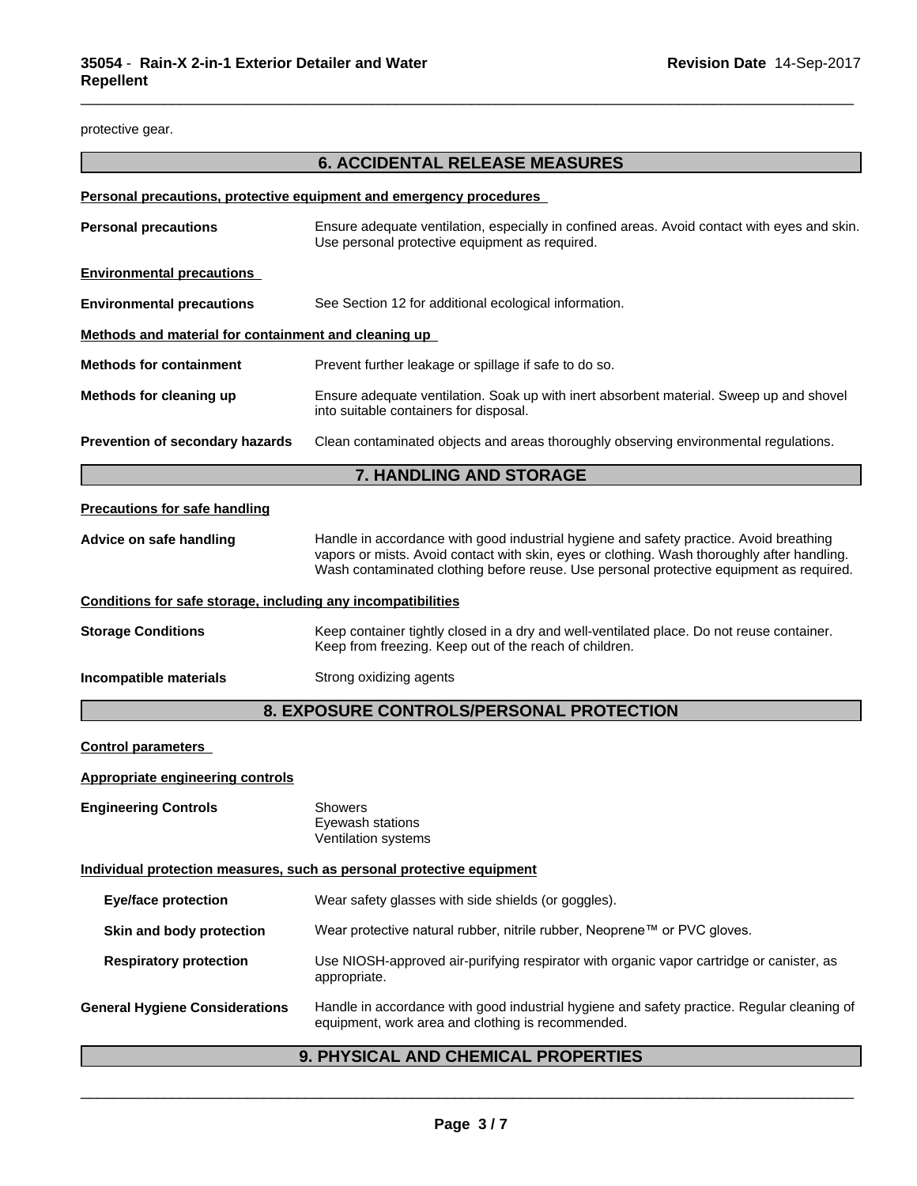protective gear.

## 6. ACCIDENTAL RELEASE MEASURES

**Personal precautions, protective equipment and emergency procedures**

| | |
|---|---|
| **Personal precautions** | Ensure adequate ventilation, especially in confined areas. Avoid contact with eyes and skin. Use personal protective equipment as required. |

**Environmental precautions**

| | |
|---|---|
| **Environmental precautions** | See Section 12 for additional ecological information. |

**Methods and material for containment and cleaning up**

| | |
|---|---|
| **Methods for containment** | Prevent further leakage or spillage if safe to do so. |
| **Methods for cleaning up** | Ensure adequate ventilation. Soak up with inert absorbent material. Sweep up and shovel into suitable containers for disposal. |
| **Prevention of secondary hazards** | Clean contaminated objects and areas thoroughly observing environmental regulations. |

## 7. HANDLING AND STORAGE

**Precautions for safe handling**

| | |
|---|---|
| **Advice on safe handling** | Handle in accordance with good industrial hygiene and safety practice. Avoid breathing vapors or mists. Avoid contact with skin, eyes or clothing. Wash thoroughly after handling. Wash contaminated clothing before reuse. Use personal protective equipment as required. |

**Conditions for safe storage, including any incompatibilities**

| | |
|---|---|
| **Storage Conditions** | Keep container tightly closed in a dry and well-ventilated place. Do not reuse container. Keep from freezing. Keep out of the reach of children. |
| **Incompatible materials** | Strong oxidizing agents |

## 8. EXPOSURE CONTROLS/PERSONAL PROTECTION

**Control parameters**

**Appropriate engineering controls**

| | |
|---|---|
| **Engineering Controls** | Showers<br>Eyewash stations<br>Ventilation systems |

**Individual protection measures, such as personal protective equipment**

| | |
|---|---|
| **Eye/face protection** | Wear safety glasses with side shields (or goggles). |
| **Skin and body protection** | Wear protective natural rubber, nitrile rubber, Neoprene™ or PVC gloves. |
| **Respiratory protection** | Use NIOSH-approved air-purifying respirator with organic vapor cartridge or canister, as appropriate. |
| **General Hygiene Considerations** | Handle in accordance with good industrial hygiene and safety practice. Regular cleaning of equipment, work area and clothing is recommended. |

## 9. PHYSICAL AND CHEMICAL PROPERTIES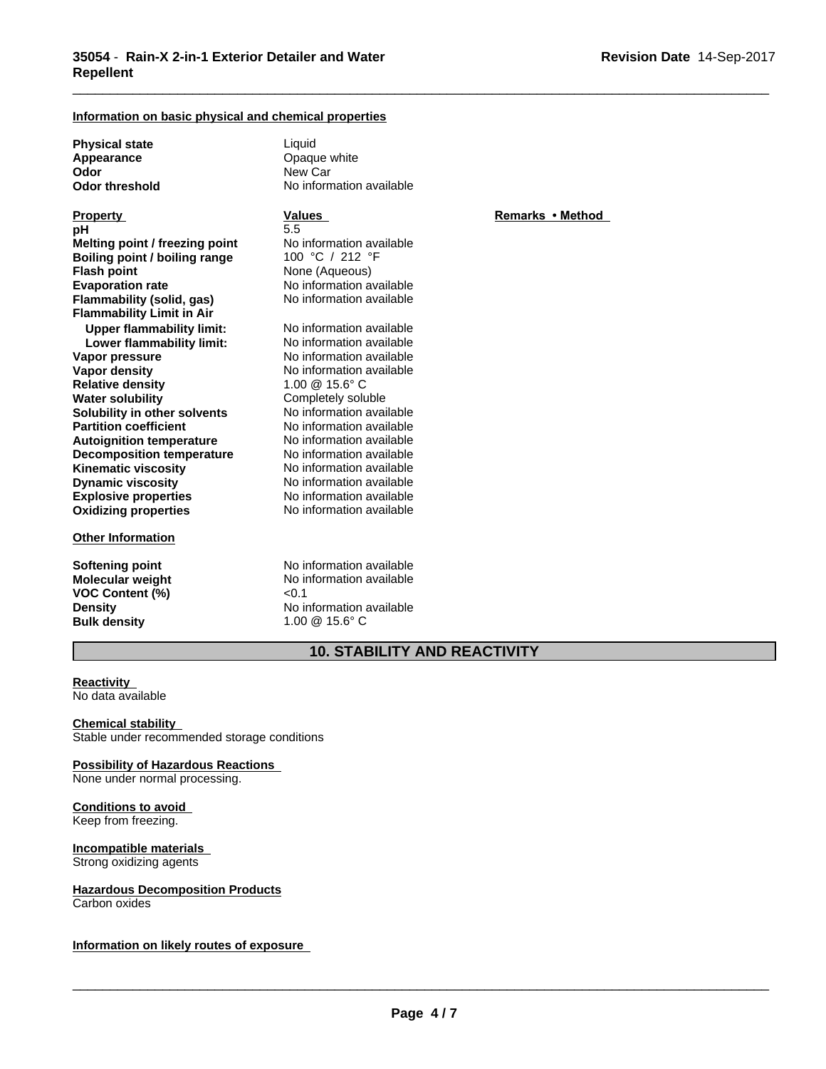#### Information on basic physical and chemical properties

| | |
|---|---|
| **Physical state** | Liquid |
| **Appearance** | Opaque white |
| **Odor** | New Car |
| **Odor threshold** | No information available |

| **Property** | **Values** | **Remarks • Method** |
|---|---|---|
| **pH** | 5.5 | |
| **Melting point / freezing point** | No information available | |
| **Boiling point / boiling range** | 100 °C / 212 °F | |
| **Flash point** | None (Aqueous) | |
| **Evaporation rate** | No information available | |
| **Flammability (solid, gas)** | No information available | |
| **Flammability Limit in Air** | | |
| **Upper flammability limit:** | No information available | |
| **Lower flammability limit:** | No information available | |
| **Vapor pressure** | No information available | |
| **Vapor density** | No information available | |
| **Relative density** | 1.00 @ 15.6° C | |
| **Water solubility** | Completely soluble | |
| **Solubility in other solvents** | No information available | |
| **Partition coefficient** | No information available | |
| **Autoignition temperature** | No information available | |
| **Decomposition temperature** | No information available | |
| **Kinematic viscosity** | No information available | |
| **Dynamic viscosity** | No information available | |
| **Explosive properties** | No information available | |
| **Oxidizing properties** | No information available | |

#### Other Information

| | |
|---|---|
| **Softening point** | No information available |
| **Molecular weight** | No information available |
| **VOC Content (%)** | <0.1 |
| **Density** | No information available |
| **Bulk density** | 1.00 @ 15.6° C |

## 10. STABILITY AND REACTIVITY

**Reactivity**
No data available

**Chemical stability**
Stable under recommended storage conditions

**Possibility of Hazardous Reactions**
None under normal processing.

**Conditions to avoid**
Keep from freezing.

**Incompatible materials**
Strong oxidizing agents

**Hazardous Decomposition Products**
Carbon oxides

**Information on likely routes of exposure**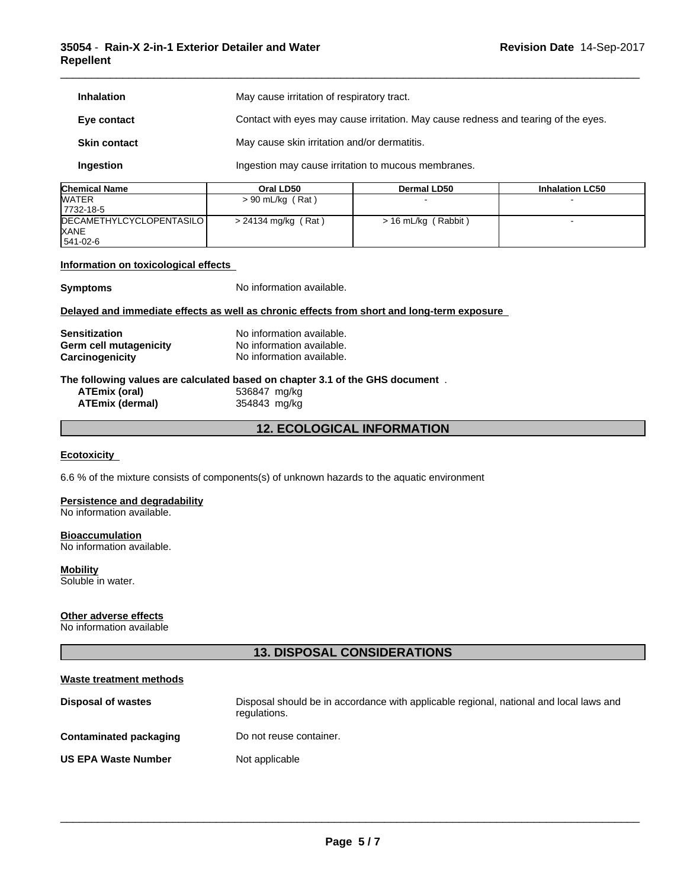| | |
|---|---|
| **Inhalation** | May cause irritation of respiratory tract. |
| **Eye contact** | Contact with eyes may cause irritation. May cause redness and tearing of the eyes. |
| **Skin contact** | May cause skin irritation and/or dermatitis. |
| **Ingestion** | Ingestion may cause irritation to mucous membranes. |

| Chemical Name | Oral LD50 | Dermal LD50 | Inhalation LC50 |
|---|---|---|---|
| WATER 7732-18-5 | > 90 mL/kg ( Rat ) | - | - |
| DECAMETHYLCYCLOPENTASILOXANE 541-02-6 | > 24134 mg/kg ( Rat ) | > 16 mL/kg ( Rabbit ) | - |

**Information on toxicological effects**

**Symptoms** No information available.

**Delayed and immediate effects as well as chronic effects from short and long-term exposure**

**Sensitization** No information available.
**Germ cell mutagenicity** No information available.
**Carcinogenicity** No information available.

**The following values are calculated based on chapter 3.1 of the GHS document** .

**ATEmix (oral)** 536847 mg/kg
**ATEmix (dermal)** 354843 mg/kg

## 12. ECOLOGICAL INFORMATION

**Ecotoxicity**

6.6 % of the mixture consists of components(s) of unknown hazards to the aquatic environment

**Persistence and degradability**
No information available.

**Bioaccumulation**
No information available.

**Mobility**
Soluble in water.

**Other adverse effects**
No information available

## 13. DISPOSAL CONSIDERATIONS

**Waste treatment methods**

| | |
|---|---|
| **Disposal of wastes** | Disposal should be in accordance with applicable regional, national and local laws and regulations. |
| **Contaminated packaging** | Do not reuse container. |
| **US EPA Waste Number** | Not applicable |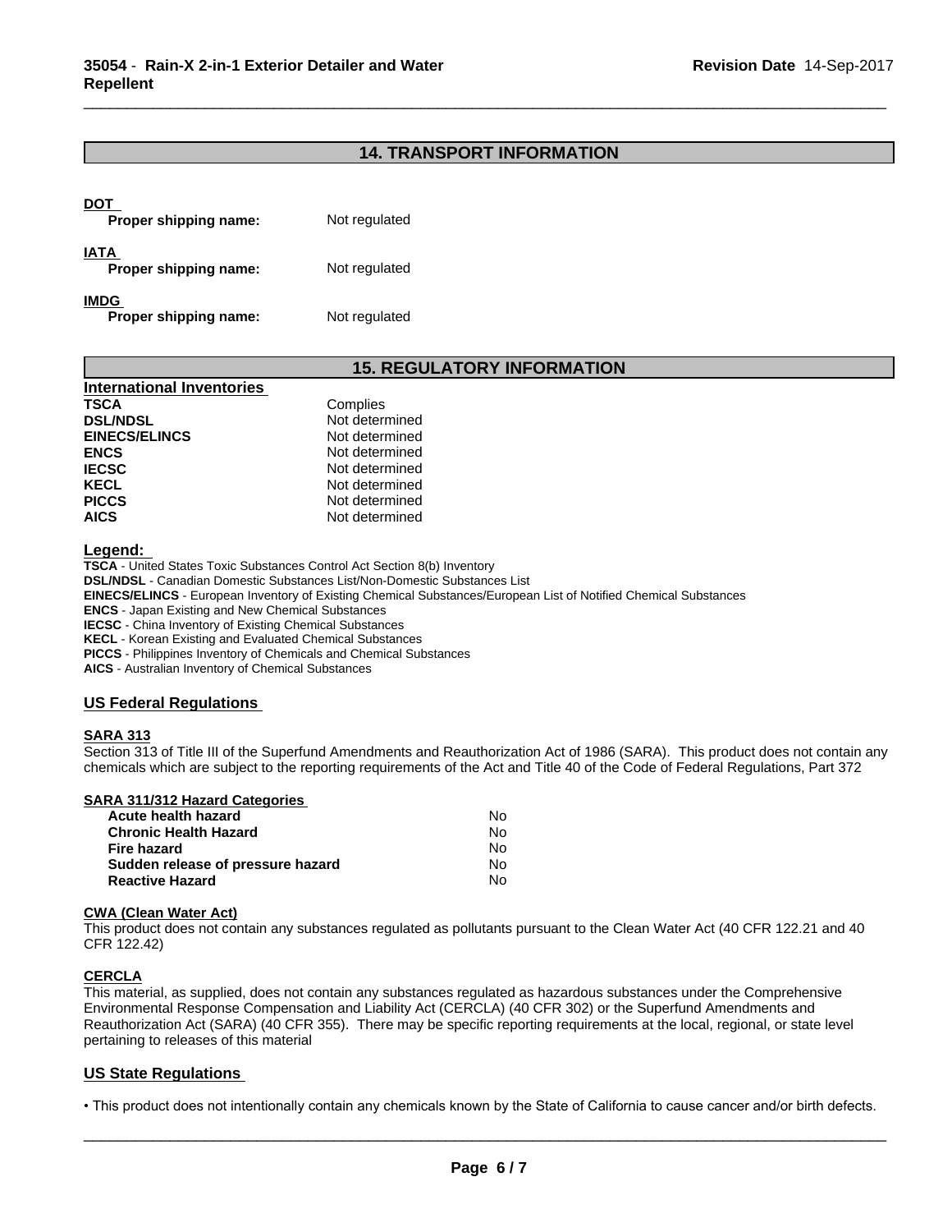## 14. TRANSPORT INFORMATION

**DOT**

| | |
|---|---|
| **Proper shipping name:** | Not regulated |

**IATA**

| | |
|---|---|
| **Proper shipping name:** | Not regulated |

**IMDG**

| | |
|---|---|
| **Proper shipping name:** | Not regulated |

## 15. REGULATORY INFORMATION

**International Inventories**

| | |
|---|---|
| **TSCA** | Complies |
| **DSL/NDSL** | Not determined |
| **EINECS/ELINCS** | Not determined |
| **ENCS** | Not determined |
| **IECSC** | Not determined |
| **KECL** | Not determined |
| **PICCS** | Not determined |
| **AICS** | Not determined |

**Legend:**

**TSCA** - United States Toxic Substances Control Act Section 8(b) Inventory
**DSL/NDSL** - Canadian Domestic Substances List/Non-Domestic Substances List
**EINECS/ELINCS** - European Inventory of Existing Chemical Substances/European List of Notified Chemical Substances
**ENCS** - Japan Existing and New Chemical Substances
**IECSC** - China Inventory of Existing Chemical Substances
**KECL** - Korean Existing and Evaluated Chemical Substances
**PICCS** - Philippines Inventory of Chemicals and Chemical Substances
**AICS** - Australian Inventory of Chemical Substances

### US Federal Regulations

**SARA 313**

Section 313 of Title III of the Superfund Amendments and Reauthorization Act of 1986 (SARA). This product does not contain any chemicals which are subject to the reporting requirements of the Act and Title 40 of the Code of Federal Regulations, Part 372

**SARA 311/312 Hazard Categories**

| | |
|---|---|
| **Acute health hazard** | No |
| **Chronic Health Hazard** | No |
| **Fire hazard** | No |
| **Sudden release of pressure hazard** | No |
| **Reactive Hazard** | No |

**CWA (Clean Water Act)**

This product does not contain any substances regulated as pollutants pursuant to the Clean Water Act (40 CFR 122.21 and 40 CFR 122.42)

**CERCLA**

This material, as supplied, does not contain any substances regulated as hazardous substances under the Comprehensive Environmental Response Compensation and Liability Act (CERCLA) (40 CFR 302) or the Superfund Amendments and Reauthorization Act (SARA) (40 CFR 355). There may be specific reporting requirements at the local, regional, or state level pertaining to releases of this material

### US State Regulations

• This product does not intentionally contain any chemicals known by the State of California to cause cancer and/or birth defects.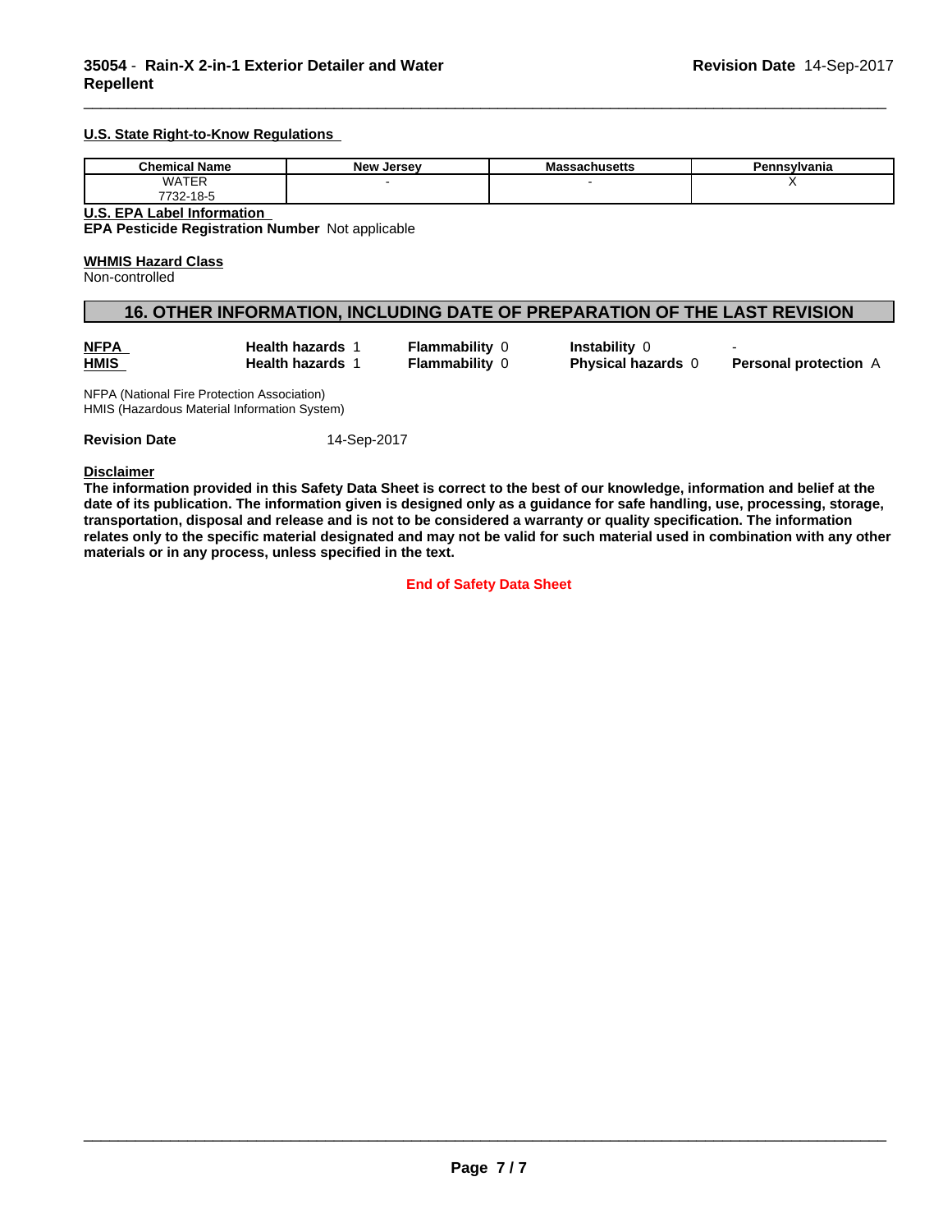### U.S. State Right-to-Know Regulations

| Chemical Name | New Jersey | Massachusetts | Pennsylvania |
|---|---|---|---|
| WATER<br>7732-18-5 | - | - | X |

### U.S. EPA Label Information

**EPA Pesticide Registration Number** Not applicable

### WHMIS Hazard Class

Non-controlled

## 16. OTHER INFORMATION, INCLUDING DATE OF PREPARATION OF THE LAST REVISION

| | | | | |
|---|---|---|---|---|
| **NFPA** | **Health hazards** 1 | **Flammability** 0 | **Instability** 0 | - |
| **HMIS** | **Health hazards** 1 | **Flammability** 0 | **Physical hazards** 0 | **Personal protection** A |

NFPA (National Fire Protection Association)
HMIS (Hazardous Material Information System)

**Revision Date** 14-Sep-2017

### Disclaimer

**The information provided in this Safety Data Sheet is correct to the best of our knowledge, information and belief at the date of its publication. The information given is designed only as a guidance for safe handling, use, processing, storage, transportation, disposal and release and is not to be considered a warranty or quality specification. The information relates only to the specific material designated and may not be valid for such material used in combination with any other materials or in any process, unless specified in the text.**

**End of Safety Data Sheet**